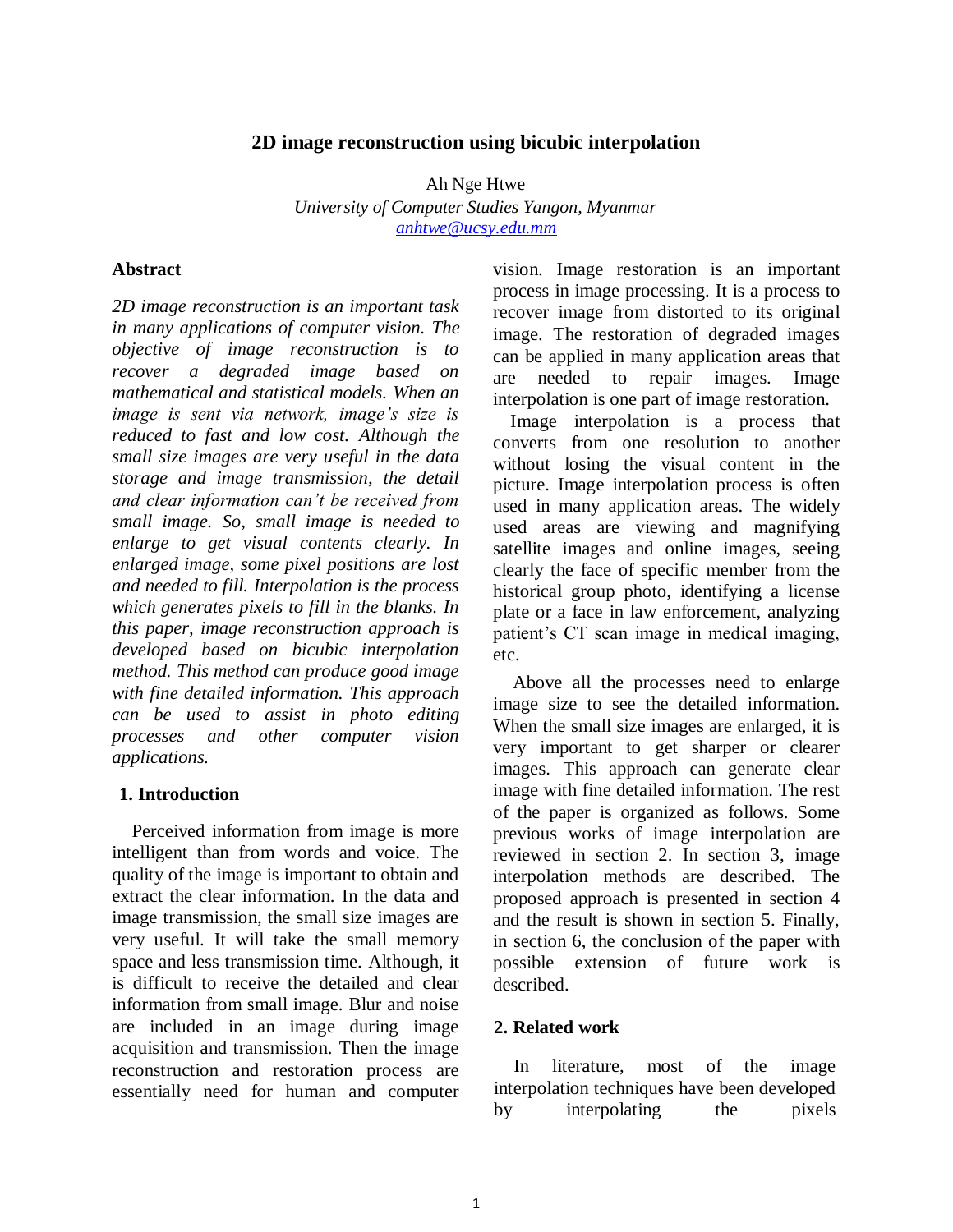# 2D image reconstruction using bicubic interpolation

Ah Nge Htwe

*University of Computer Studies Yangon, Myanmar*

*anhtwe@ucsy.edu.mm*

## Abstract

*2D image reconstruction is an important task in many applications of computer vision. The objective of image reconstruction is to recover a degraded image based on mathematical and statistical models. When an image is sent via network, image's size is reduced to fast and low cost. Although the small size images are very useful in the data storage and image transmission, the detail and clear information can't be received from small image. So, small image is needed to enlarge to get visual contents clearly. In enlarged image, some pixel positions are lost and needed to fill. Interpolation is the process which generates pixels to fill in the blanks. In this paper, image reconstruction approach is developed based on bicubic interpolation method. This method can produce good image with fine detailed information. This approach can be used to assist in photo editing processes and other computer vision applications.*

## 1. Introduction

Perceived information from image is more intelligent than from words and voice. The quality of the image is important to obtain and extract the clear information. In the data and image transmission, the small size images are very useful. It will take the small memory space and less transmission time. Although, it is difficult to receive the detailed and clear information from small image. Blur and noise are included in an image during image acquisition and transmission. Then the image reconstruction and restoration process are essentially need for human and computer vision. Image restoration is an important process in image processing. It is a process to recover image from distorted to its original image. The restoration of degraded images can be applied in many application areas that are needed to repair images. Image interpolation is one part of image restoration.

Image interpolation is a process that converts from one resolution to another without losing the visual content in the picture. Image interpolation process is often used in many application areas. The widely used areas are viewing and magnifying satellite images and online images, seeing clearly the face of specific member from the historical group photo, identifying a license plate or a face in law enforcement, analyzing patient's CT scan image in medical imaging, etc.

Above all the processes need to enlarge image size to see the detailed information. When the small size images are enlarged, it is very important to get sharper or clearer images. This approach can generate clear image with fine detailed information. The rest of the paper is organized as follows. Some previous works of image interpolation are reviewed in section 2. In section 3, image interpolation methods are described. The proposed approach is presented in section 4 and the result is shown in section 5. Finally, in section 6, the conclusion of the paper with possible extension of future work is described.

## 2. Related work

In literature, most of the image interpolation techniques have been developed by interpolating the pixels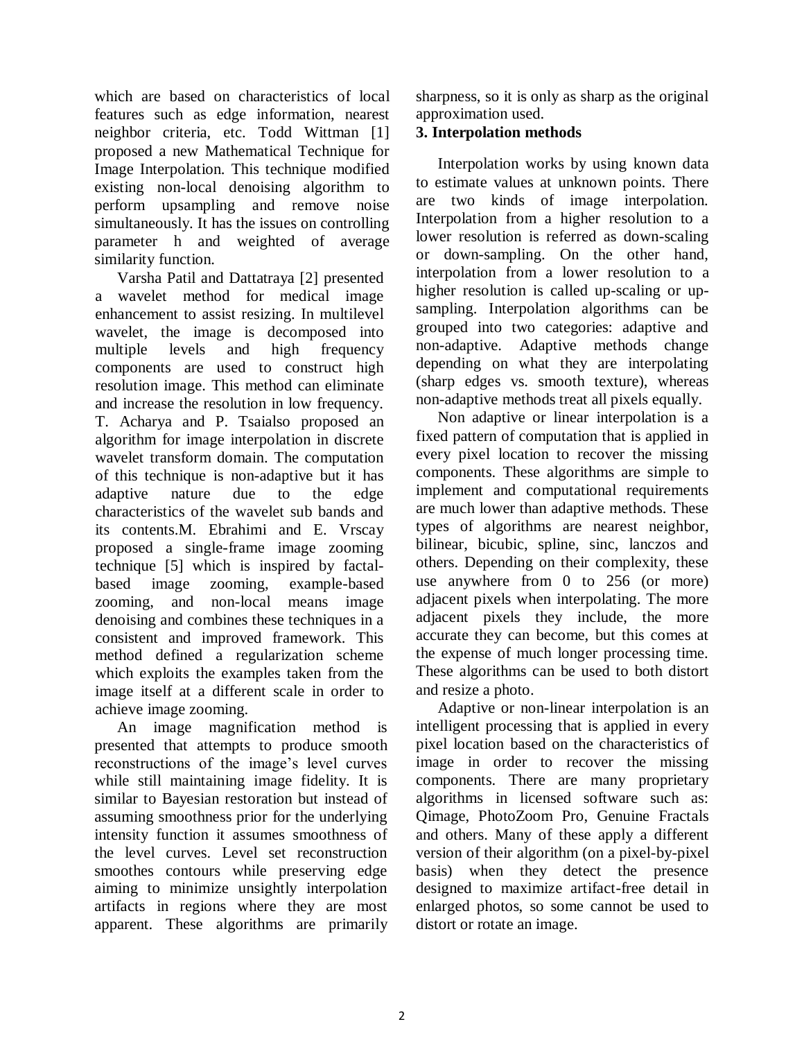which are based on characteristics of local features such as edge information, nearest neighbor criteria, etc. Todd Wittman [1] proposed a new Mathematical Technique for Image Interpolation. This technique modified existing non-local denoising algorithm to perform upsampling and remove noise simultaneously. It has the issues on controlling parameter h and weighted of average similarity function.

Varsha Patil and Dattatraya [2] presented a wavelet method for medical image enhancement to assist resizing. In multilevel wavelet, the image is decomposed into multiple levels and high frequency components are used to construct high resolution image. This method can eliminate and increase the resolution in low frequency. T. Acharya and P. Tsaialso proposed an algorithm for image interpolation in discrete wavelet transform domain. The computation of this technique is non-adaptive but it has adaptive nature due to the edge characteristics of the wavelet sub bands and its contents.M. Ebrahimi and E. Vrscay proposed a single-frame image zooming technique [5] which is inspired by factal-based image zooming, example-based zooming, and non-local means image denoising and combines these techniques in a consistent and improved framework. This method defined a regularization scheme which exploits the examples taken from the image itself at a different scale in order to achieve image zooming.

An image magnification method is presented that attempts to produce smooth reconstructions of the image's level curves while still maintaining image fidelity. It is similar to Bayesian restoration but instead of assuming smoothness prior for the underlying intensity function it assumes smoothness of the level curves. Level set reconstruction smoothes contours while preserving edge aiming to minimize unsightly interpolation artifacts in regions where they are most apparent. These algorithms are primarily sharpness, so it is only as sharp as the original approximation used.

## 3. Interpolation methods

Interpolation works by using known data to estimate values at unknown points. There are two kinds of image interpolation. Interpolation from a higher resolution to a lower resolution is referred as down-scaling or down-sampling. On the other hand, interpolation from a lower resolution to a higher resolution is called up-scaling or up-sampling. Interpolation algorithms can be grouped into two categories: adaptive and non-adaptive. Adaptive methods change depending on what they are interpolating (sharp edges vs. smooth texture), whereas non-adaptive methods treat all pixels equally.

Non adaptive or linear interpolation is a fixed pattern of computation that is applied in every pixel location to recover the missing components. These algorithms are simple to implement and computational requirements are much lower than adaptive methods. These types of algorithms are nearest neighbor, bilinear, bicubic, spline, sinc, lanczos and others. Depending on their complexity, these use anywhere from 0 to 256 (or more) adjacent pixels when interpolating. The more adjacent pixels they include, the more accurate they can become, but this comes at the expense of much longer processing time. These algorithms can be used to both distort and resize a photo.

Adaptive or non-linear interpolation is an intelligent processing that is applied in every pixel location based on the characteristics of image in order to recover the missing components. There are many proprietary algorithms in licensed software such as: Qimage, PhotoZoom Pro, Genuine Fractals and others. Many of these apply a different version of their algorithm (on a pixel-by-pixel basis) when they detect the presence designed to maximize artifact-free detail in enlarged photos, so some cannot be used to distort or rotate an image.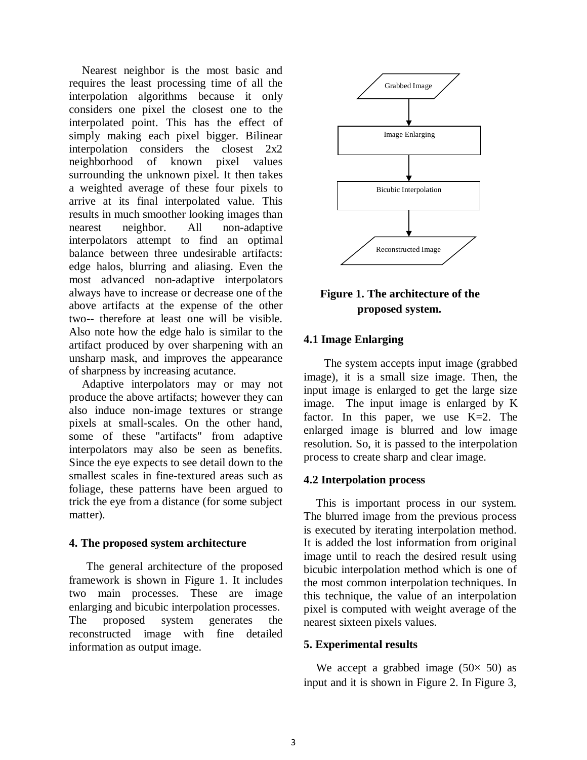Nearest neighbor is the most basic and requires the least processing time of all the interpolation algorithms because it only considers one pixel the closest one to the interpolated point. This has the effect of simply making each pixel bigger. Bilinear interpolation considers the closest 2x2 neighborhood of known pixel values surrounding the unknown pixel. It then takes a weighted average of these four pixels to arrive at its final interpolated value. This results in much smoother looking images than nearest neighbor. All non-adaptive interpolators attempt to find an optimal balance between three undesirable artifacts: edge halos, blurring and aliasing. Even the most advanced non-adaptive interpolators always have to increase or decrease one of the above artifacts at the expense of the other two-- therefore at least one will be visible. Also note how the edge halo is similar to the artifact produced by over sharpening with an unsharp mask, and improves the appearance of sharpness by increasing acutance.

Adaptive interpolators may or may not produce the above artifacts; however they can also induce non-image textures or strange pixels at small-scales. On the other hand, some of these "artifacts" from adaptive interpolators may also be seen as benefits. Since the eye expects to see detail down to the smallest scales in fine-textured areas such as foliage, these patterns have been argued to trick the eye from a distance (for some subject matter).

## 4. The proposed system architecture

The general architecture of the proposed framework is shown in Figure 1. It includes two main processes. These are image enlarging and bicubic interpolation processes. The proposed system generates the reconstructed image with fine detailed information as output image.

Grabbed Image → Image Enlarging → Bicubic Interpolation → Reconstructed Image

**Figure 1. The architecture of the proposed system.**

### 4.1 Image Enlarging

The system accepts input image (grabbed image), it is a small size image. Then, the input image is enlarged to get the large size image. The input image is enlarged by K factor. In this paper, we use K=2. The enlarged image is blurred and low image resolution. So, it is passed to the interpolation process to create sharp and clear image.

### 4.2 Interpolation process

This is important process in our system. The blurred image from the previous process is executed by iterating interpolation method. It is added the lost information from original image until to reach the desired result using bicubic interpolation method which is one of the most common interpolation techniques. In this technique, the value of an interpolation pixel is computed with weight average of the nearest sixteen pixels values.

## 5. Experimental results

We accept a grabbed image ($50\times 50$) as input and it is shown in Figure 2. In Figure 3,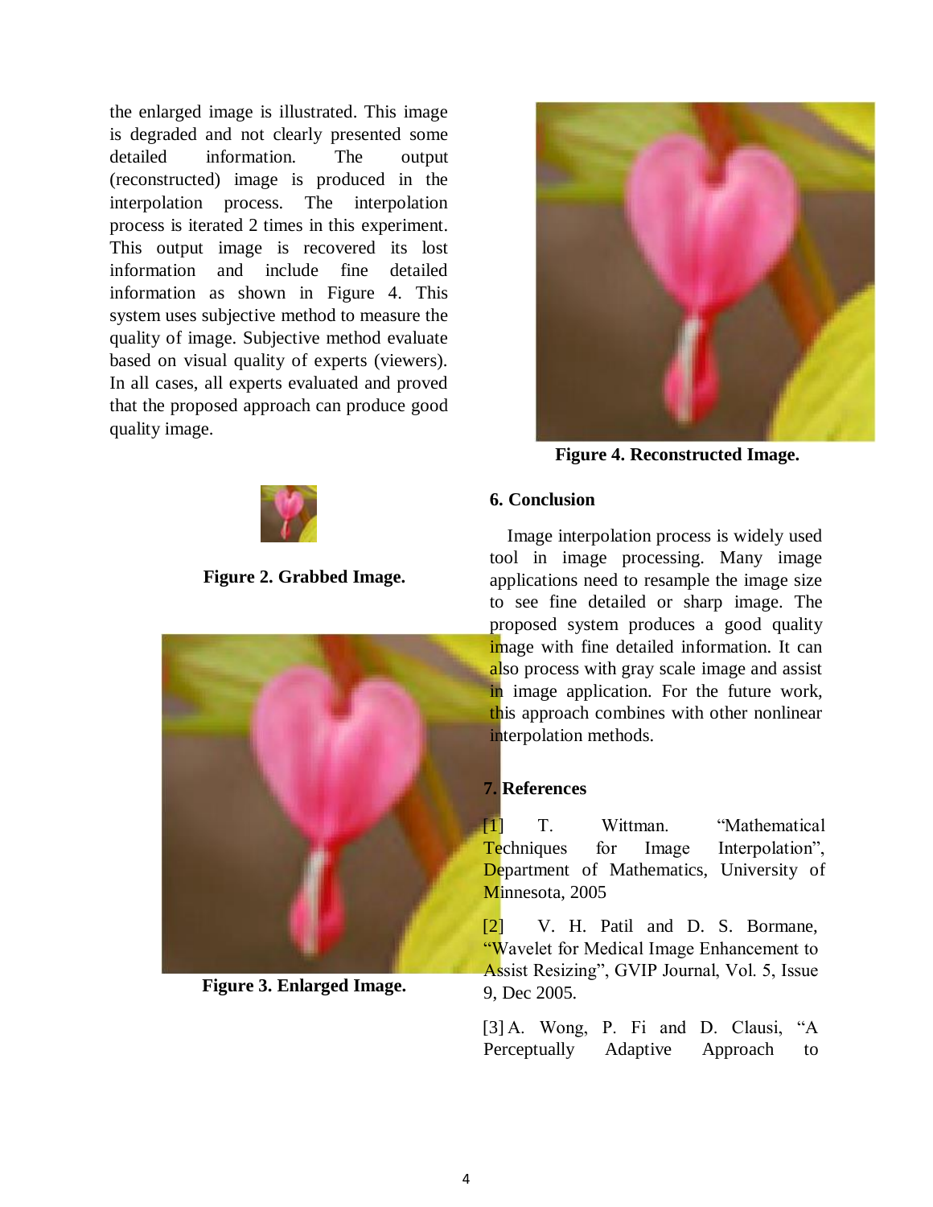the enlarged image is illustrated. This image is degraded and not clearly presented some detailed information. The output (reconstructed) image is produced in the interpolation process. The interpolation process is iterated 2 times in this experiment. This output image is recovered its lost information and include fine detailed information as shown in Figure 4. This system uses subjective method to measure the quality of image. Subjective method evaluate based on visual quality of experts (viewers). In all cases, all experts evaluated and proved that the proposed approach can produce good quality image.

**Figure 2. Grabbed Image.**

**Figure 3. Enlarged Image.**

**Figure 4. Reconstructed Image.**

## 6. Conclusion

Image interpolation process is widely used tool in image processing. Many image applications need to resample the image size to see fine detailed or sharp image. The proposed system produces a good quality image with fine detailed information. It can also process with gray scale image and assist in image application. For the future work, this approach combines with other nonlinear interpolation methods.

## 7. References

[1] T. Wittman. "Mathematical Techniques for Image Interpolation", Department of Mathematics, University of Minnesota, 2005

[2] V. H. Patil and D. S. Bormane, "Wavelet for Medical Image Enhancement to Assist Resizing", GVIP Journal, Vol. 5, Issue 9, Dec 2005.

[3] A. Wong, P. Fi and D. Clausi, "A Perceptually Adaptive Approach to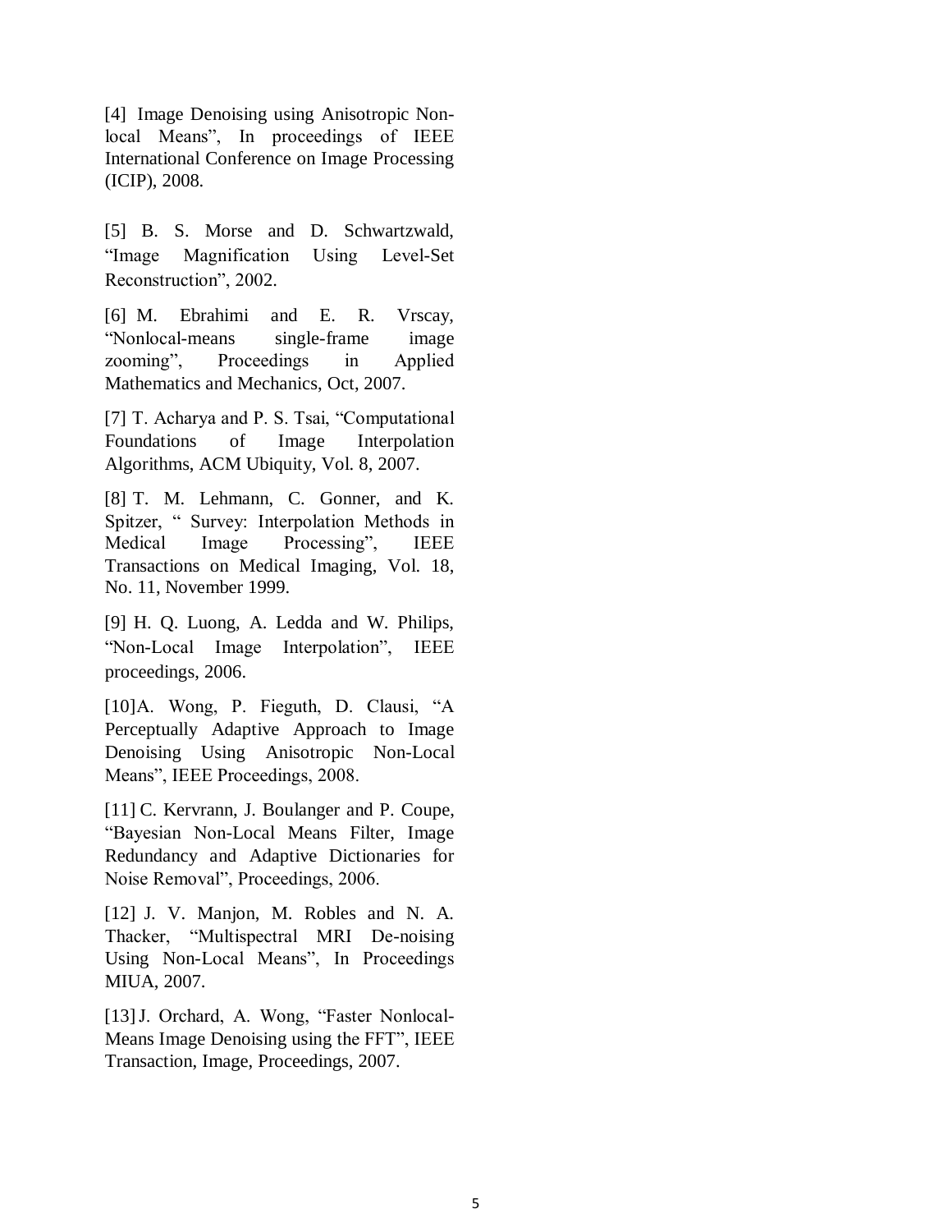[4] Image Denoising using Anisotropic Non-local Means", In proceedings of IEEE International Conference on Image Processing (ICIP), 2008.

[5] B. S. Morse and D. Schwartzwald, "Image Magnification Using Level-Set Reconstruction", 2002.

[6] M. Ebrahimi and E. R. Vrscay, "Nonlocal-means single-frame image zooming", Proceedings in Applied Mathematics and Mechanics, Oct, 2007.

[7] T. Acharya and P. S. Tsai, "Computational Foundations of Image Interpolation Algorithms, ACM Ubiquity, Vol. 8, 2007.

[8] T. M. Lehmann, C. Gonner, and K. Spitzer, " Survey: Interpolation Methods in Medical Image Processing", IEEE Transactions on Medical Imaging, Vol. 18, No. 11, November 1999.

[9] H. Q. Luong, A. Ledda and W. Philips, "Non-Local Image Interpolation", IEEE proceedings, 2006.

[10]A. Wong, P. Fieguth, D. Clausi, "A Perceptually Adaptive Approach to Image Denoising Using Anisotropic Non-Local Means", IEEE Proceedings, 2008.

[11] C. Kervrann, J. Boulanger and P. Coupe, "Bayesian Non-Local Means Filter, Image Redundancy and Adaptive Dictionaries for Noise Removal", Proceedings, 2006.

[12] J. V. Manjon, M. Robles and N. A. Thacker, "Multispectral MRI De-noising Using Non-Local Means", In Proceedings MIUA, 2007.

[13] J. Orchard, A. Wong, "Faster Nonlocal-Means Image Denoising using the FFT", IEEE Transaction, Image, Proceedings, 2007.